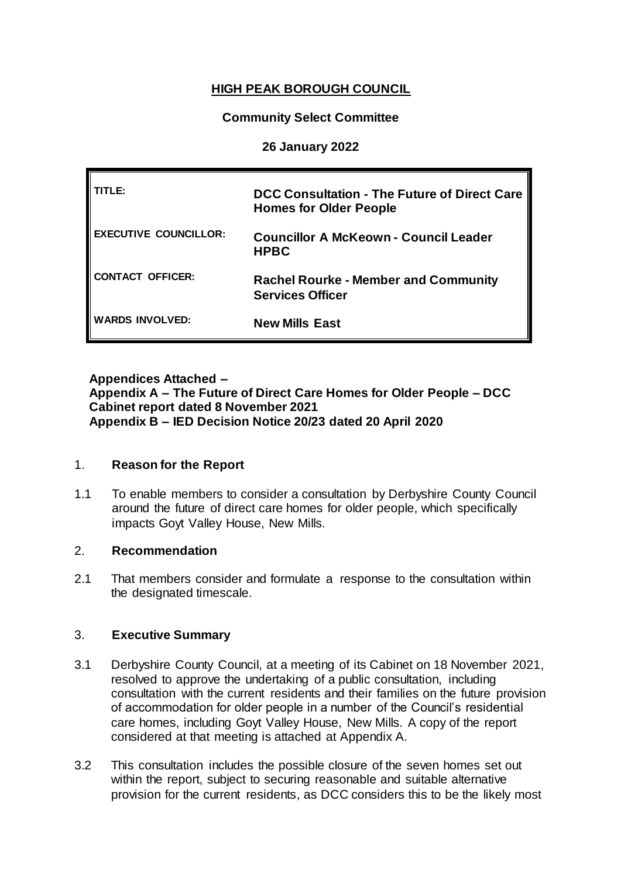# HIGH PEAK BOROUGH COUNCIL

**Community Select Committee**

**26 January 2022**

| | |
|---|---|
| **TITLE:** | **DCC Consultation - The Future of Direct Care Homes for Older People** |
| **EXECUTIVE COUNCILLOR:** | **Councillor A McKeown - Council Leader HPBC** |
| **CONTACT OFFICER:** | **Rachel Rourke - Member and Community Services Officer** |
| **WARDS INVOLVED:** | **New Mills East** |

**Appendices Attached –**
**Appendix A – The Future of Direct Care Homes for Older People – DCC Cabinet report dated 8 November 2021**
**Appendix B – IED Decision Notice 20/23 dated 20 April 2020**

## 1. Reason for the Report

1.1 To enable members to consider a consultation by Derbyshire County Council around the future of direct care homes for older people, which specifically impacts Goyt Valley House, New Mills.

## 2. Recommendation

2.1 That members consider and formulate a response to the consultation within the designated timescale.

## 3. Executive Summary

3.1 Derbyshire County Council, at a meeting of its Cabinet on 18 November 2021, resolved to approve the undertaking of a public consultation, including consultation with the current residents and their families on the future provision of accommodation for older people in a number of the Council's residential care homes, including Goyt Valley House, New Mills. A copy of the report considered at that meeting is attached at Appendix A.

3.2 This consultation includes the possible closure of the seven homes set out within the report, subject to securing reasonable and suitable alternative provision for the current residents, as DCC considers this to be the likely most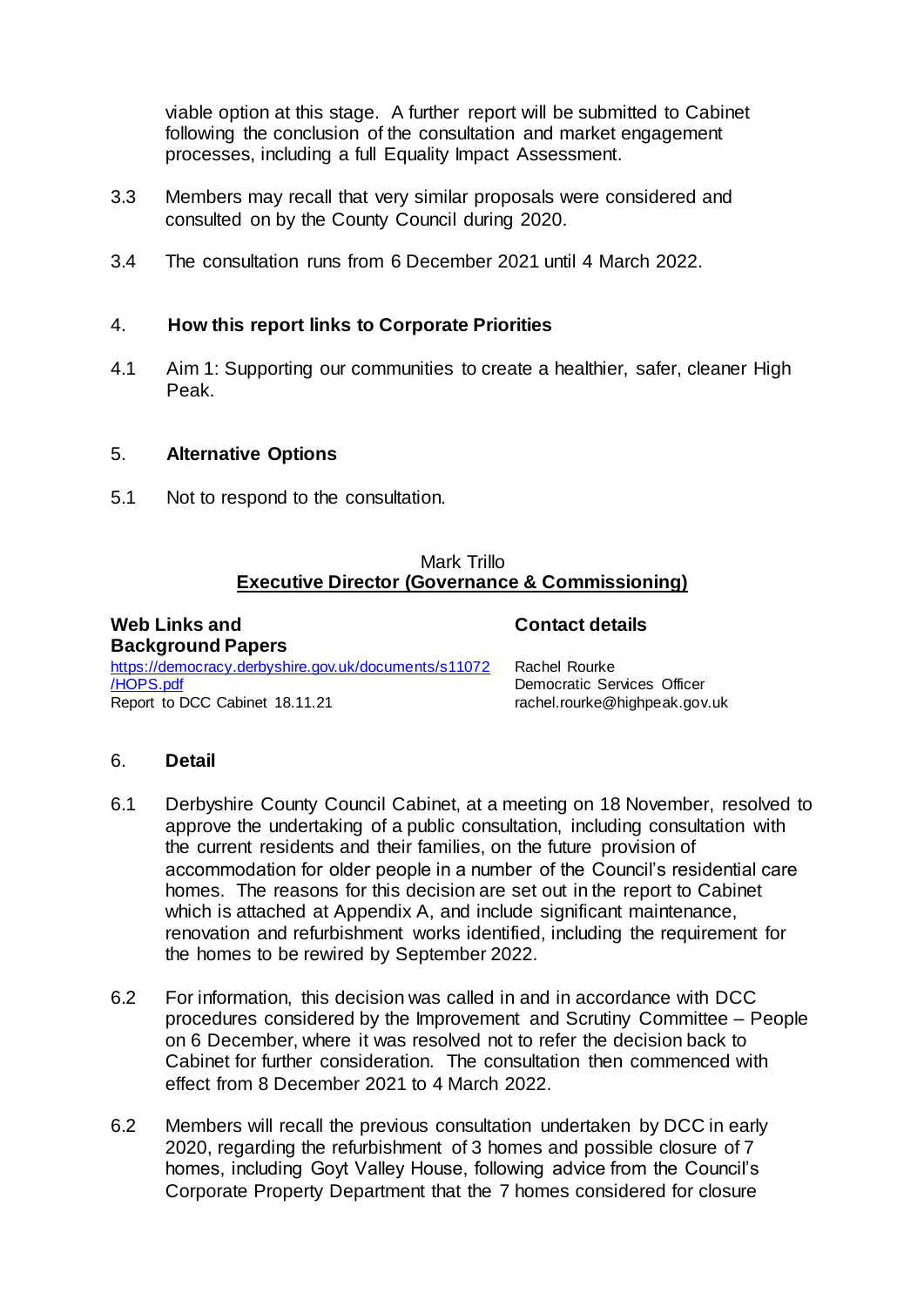viable option at this stage. A further report will be submitted to Cabinet following the conclusion of the consultation and market engagement processes, including a full Equality Impact Assessment.

3.3 Members may recall that very similar proposals were considered and consulted on by the County Council during 2020.

3.4 The consultation runs from 6 December 2021 until 4 March 2022.

## 4. How this report links to Corporate Priorities

4.1 Aim 1: Supporting our communities to create a healthier, safer, cleaner High Peak.

## 5. Alternative Options

5.1 Not to respond to the consultation.

Mark Trillo
**Executive Director (Governance & Commissioning)**

**Web Links and Background Papers**

https://democracy.derbyshire.gov.uk/documents/s11072/HOPS.pdf
Report to DCC Cabinet 18.11.21

**Contact details**

Rachel Rourke
Democratic Services Officer
rachel.rourke@highpeak.gov.uk

## 6. Detail

6.1 Derbyshire County Council Cabinet, at a meeting on 18 November, resolved to approve the undertaking of a public consultation, including consultation with the current residents and their families, on the future provision of accommodation for older people in a number of the Council's residential care homes. The reasons for this decision are set out in the report to Cabinet which is attached at Appendix A, and include significant maintenance, renovation and refurbishment works identified, including the requirement for the homes to be rewired by September 2022.

6.2 For information, this decision was called in and in accordance with DCC procedures considered by the Improvement and Scrutiny Committee – People on 6 December, where it was resolved not to refer the decision back to Cabinet for further consideration. The consultation then commenced with effect from 8 December 2021 to 4 March 2022.

6.2 Members will recall the previous consultation undertaken by DCC in early 2020, regarding the refurbishment of 3 homes and possible closure of 7 homes, including Goyt Valley House, following advice from the Council's Corporate Property Department that the 7 homes considered for closure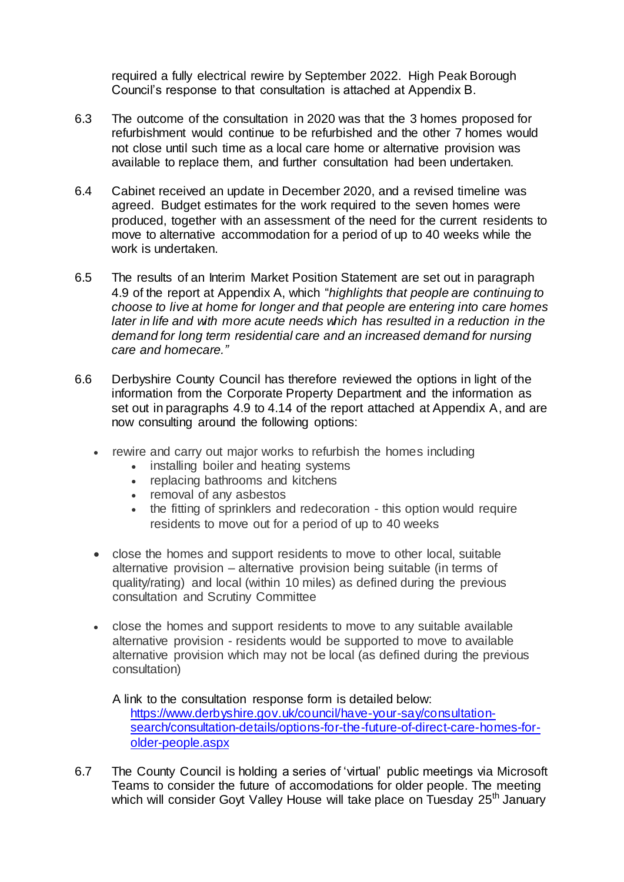required a fully electrical rewire by September 2022. High Peak Borough Council's response to that consultation is attached at Appendix B.

6.3 The outcome of the consultation in 2020 was that the 3 homes proposed for refurbishment would continue to be refurbished and the other 7 homes would not close until such time as a local care home or alternative provision was available to replace them, and further consultation had been undertaken.

6.4 Cabinet received an update in December 2020, and a revised timeline was agreed. Budget estimates for the work required to the seven homes were produced, together with an assessment of the need for the current residents to move to alternative accommodation for a period of up to 40 weeks while the work is undertaken.

6.5 The results of an Interim Market Position Statement are set out in paragraph 4.9 of the report at Appendix A, which "*highlights that people are continuing to choose to live at home for longer and that people are entering into care homes later in life and with more acute needs which has resulted in a reduction in the demand for long term residential care and an increased demand for nursing care and homecare.*"

6.6 Derbyshire County Council has therefore reviewed the options in light of the information from the Corporate Property Department and the information as set out in paragraphs 4.9 to 4.14 of the report attached at Appendix A, and are now consulting around the following options:

- rewire and carry out major works to refurbish the homes including
    - installing boiler and heating systems
    - replacing bathrooms and kitchens
    - removal of any asbestos
    - the fitting of sprinklers and redecoration - this option would require residents to move out for a period of up to 40 weeks

- close the homes and support residents to move to other local, suitable alternative provision – alternative provision being suitable (in terms of quality/rating) and local (within 10 miles) as defined during the previous consultation and Scrutiny Committee

- close the homes and support residents to move to any suitable available alternative provision - residents would be supported to move to available alternative provision which may not be local (as defined during the previous consultation)

  A link to the consultation response form is detailed below:
  https://www.derbyshire.gov.uk/council/have-your-say/consultation-search/consultation-details/options-for-the-future-of-direct-care-homes-for-older-people.aspx

6.7 The County Council is holding a series of 'virtual' public meetings via Microsoft Teams to consider the future of accomodations for older people. The meeting which will consider Goyt Valley House will take place on Tuesday 25th January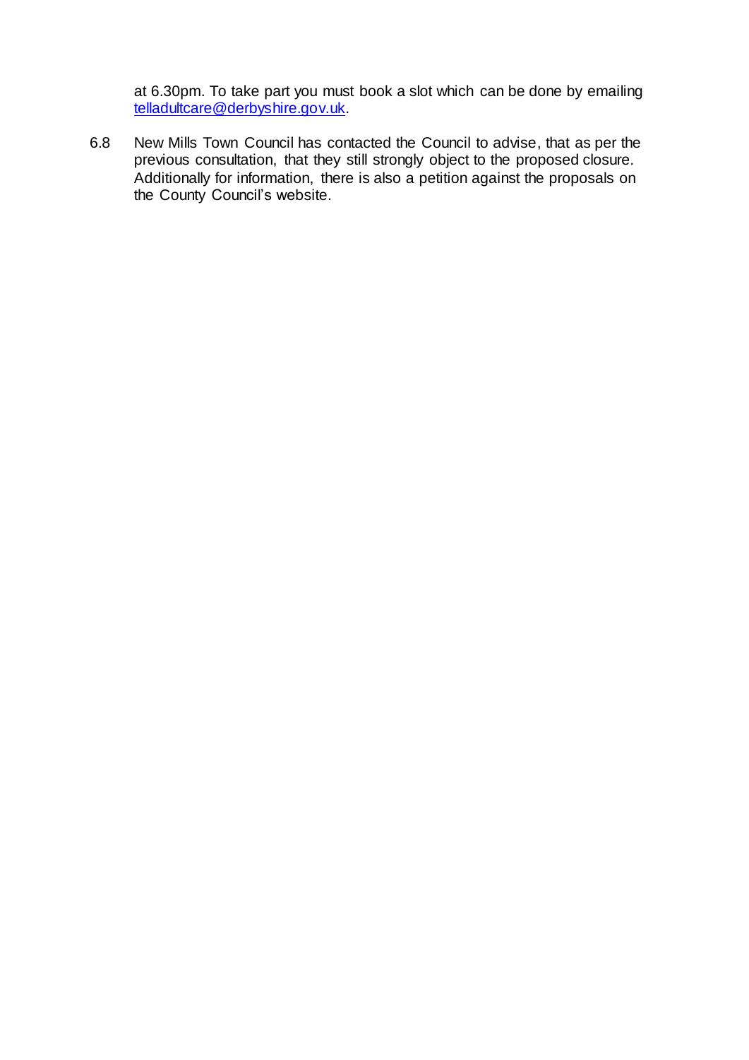at 6.30pm. To take part you must book a slot which can be done by emailing [telladultcare@derbyshire.gov.uk](mailto:telladultcare@derbyshire.gov.uk).

6.8 New Mills Town Council has contacted the Council to advise, that as per the previous consultation, that they still strongly object to the proposed closure. Additionally for information, there is also a petition against the proposals on the County Council's website.